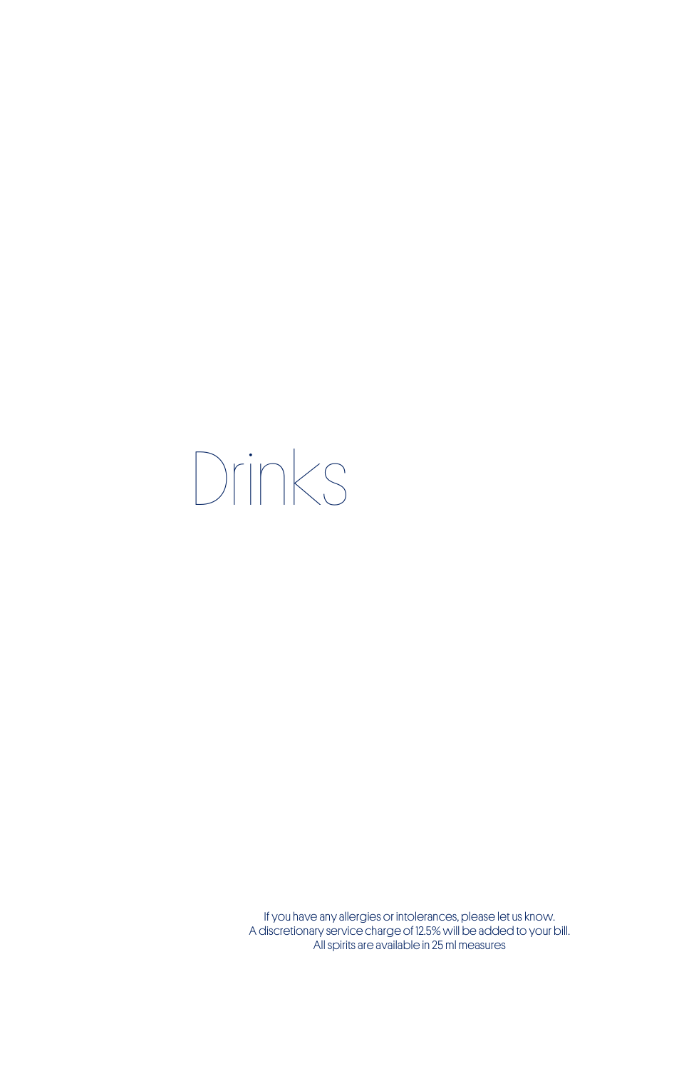# Drinks

If you have any allergies or intolerances, please let us know.
A discretionary service charge of 12.5% will be added to your bill.
All spirits are available in 25 ml measures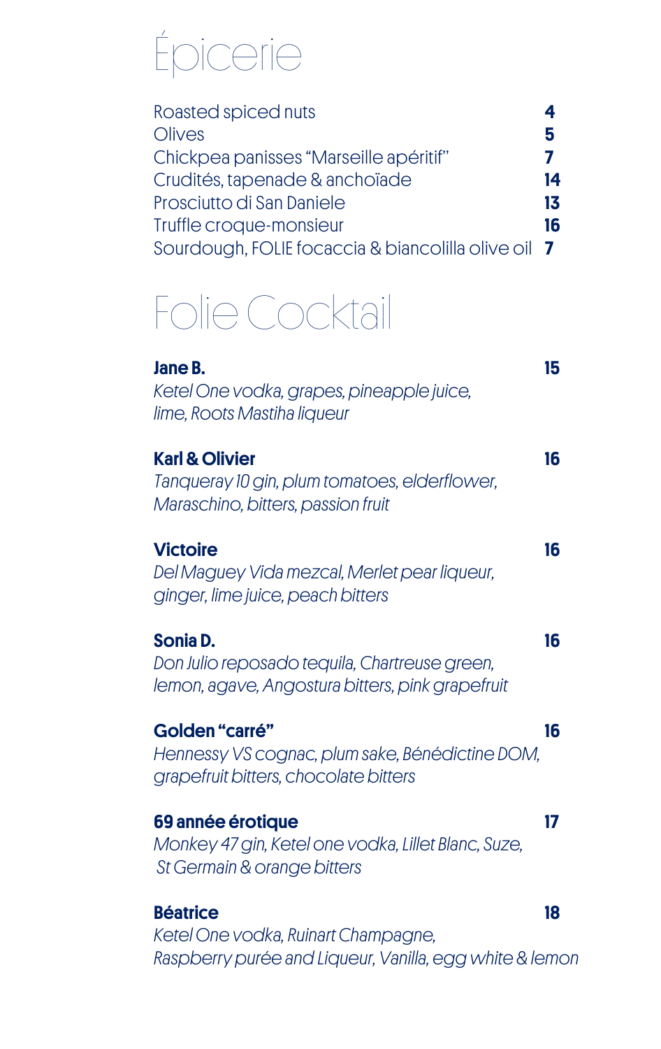# Épicerie

| | |
|---|---|
| Roasted spiced nuts | **4** |
| Olives | **5** |
| Chickpea panisses "Marseille apéritif" | **7** |
| Crudités, tapenade & anchoïade | **14** |
| Prosciutto di San Daniele | **13** |
| Truffle croque-monsieur | **16** |
| Sourdough, FOLIE focaccia & biancolilla olive oil | **7** |

# Folie Cocktail

**Jane B.** — **15**
*Ketel One vodka, grapes, pineapple juice, lime, Roots Mastiha liqueur*

**Karl & Olivier** — **16**
*Tanqueray 10 gin, plum tomatoes, elderflower, Maraschino, bitters, passion fruit*

**Victoire** — **16**
*Del Maguey Vida mezcal, Merlet pear liqueur, ginger, lime juice, peach bitters*

**Sonia D.** — **16**
*Don Julio reposado tequila, Chartreuse green, lemon, agave, Angostura bitters, pink grapefruit*

**Golden "carré"** — **16**
*Hennessy VS cognac, plum sake, Bénédictine DOM, grapefruit bitters, chocolate bitters*

**69 année érotique** — **17**
*Monkey 47 gin, Ketel one vodka, Lillet Blanc, Suze, St Germain & orange bitters*

**Béatrice** — **18**
*Ketel One vodka, Ruinart Champagne, Raspberry purée and Liqueur, Vanilla, egg white & lemon*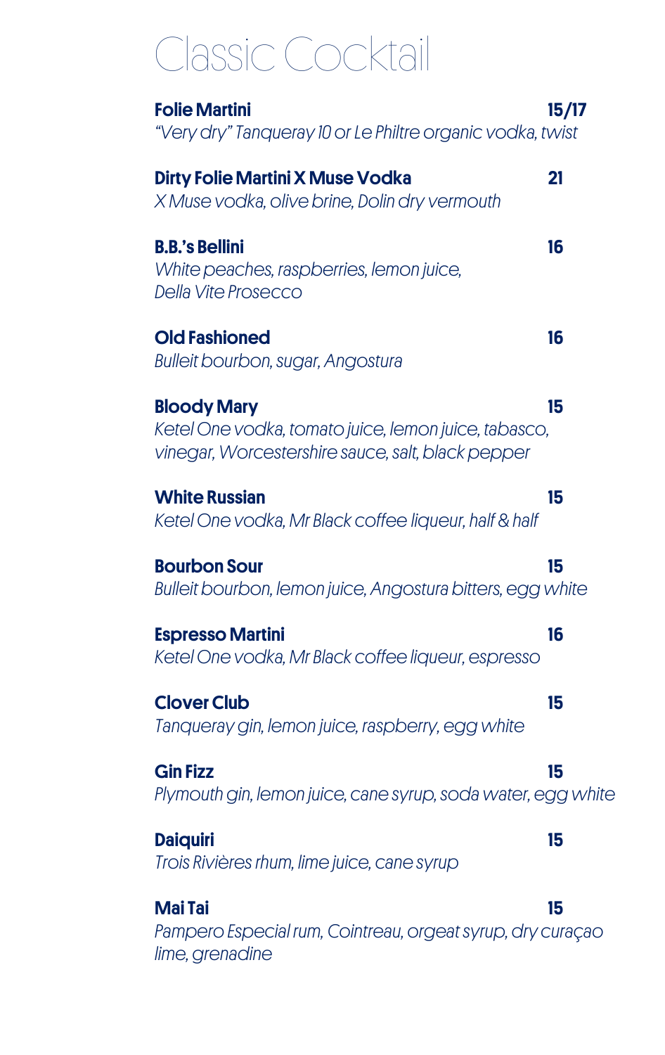# Classic Cocktail

**Folie Martini** **15/17**
*"Very dry" Tanqueray 10 or Le Philtre organic vodka, twist*

**Dirty Folie Martini X Muse Vodka** **21**
*X Muse vodka, olive brine, Dolin dry vermouth*

**B.B.'s Bellini** **16**
*White peaches, raspberries, lemon juice, Della Vite Prosecco*

**Old Fashioned** **16**
*Bulleit bourbon, sugar, Angostura*

**Bloody Mary** **15**
*Ketel One vodka, tomato juice, lemon juice, tabasco, vinegar, Worcestershire sauce, salt, black pepper*

**White Russian** **15**
*Ketel One vodka, Mr Black coffee liqueur, half & half*

**Bourbon Sour** **15**
*Bulleit bourbon, lemon juice, Angostura bitters, egg white*

**Espresso Martini** **16**
*Ketel One vodka, Mr Black coffee liqueur, espresso*

**Clover Club** **15**
*Tanqueray gin, lemon juice, raspberry, egg white*

**Gin Fizz** **15**
*Plymouth gin, lemon juice, cane syrup, soda water, egg white*

**Daiquiri** **15**
*Trois Rivières rhum, lime juice, cane syrup*

**Mai Tai** **15**
*Pampero Especial rum, Cointreau, orgeat syrup, dry curaçao lime, grenadine*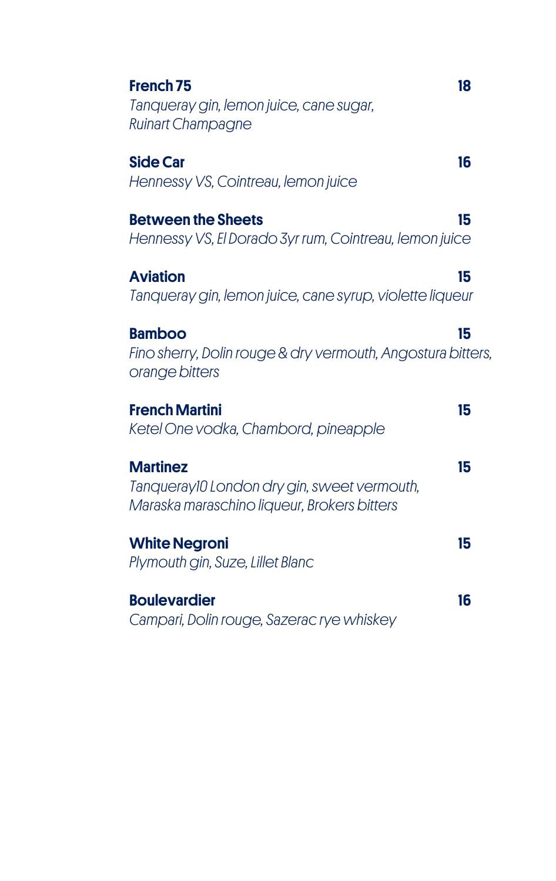**French 75** 18
*Tanqueray gin, lemon juice, cane sugar, Ruinart Champagne*

**Side Car** 16
*Hennessy VS, Cointreau, lemon juice*

**Between the Sheets** 15
*Hennessy VS, El Dorado 3yr rum, Cointreau, lemon juice*

**Aviation** 15
*Tanqueray gin, lemon juice, cane syrup, violette liqueur*

**Bamboo** 15
*Fino sherry, Dolin rouge & dry vermouth, Angostura bitters, orange bitters*

**French Martini** 15
*Ketel One vodka, Chambord, pineapple*

**Martinez** 15
*Tanqueray10 London dry gin, sweet vermouth, Maraska maraschino liqueur, Brokers bitters*

**White Negroni** 15
*Plymouth gin, Suze, Lillet Blanc*

**Boulevardier** 16
*Campari, Dolin rouge, Sazerac rye whiskey*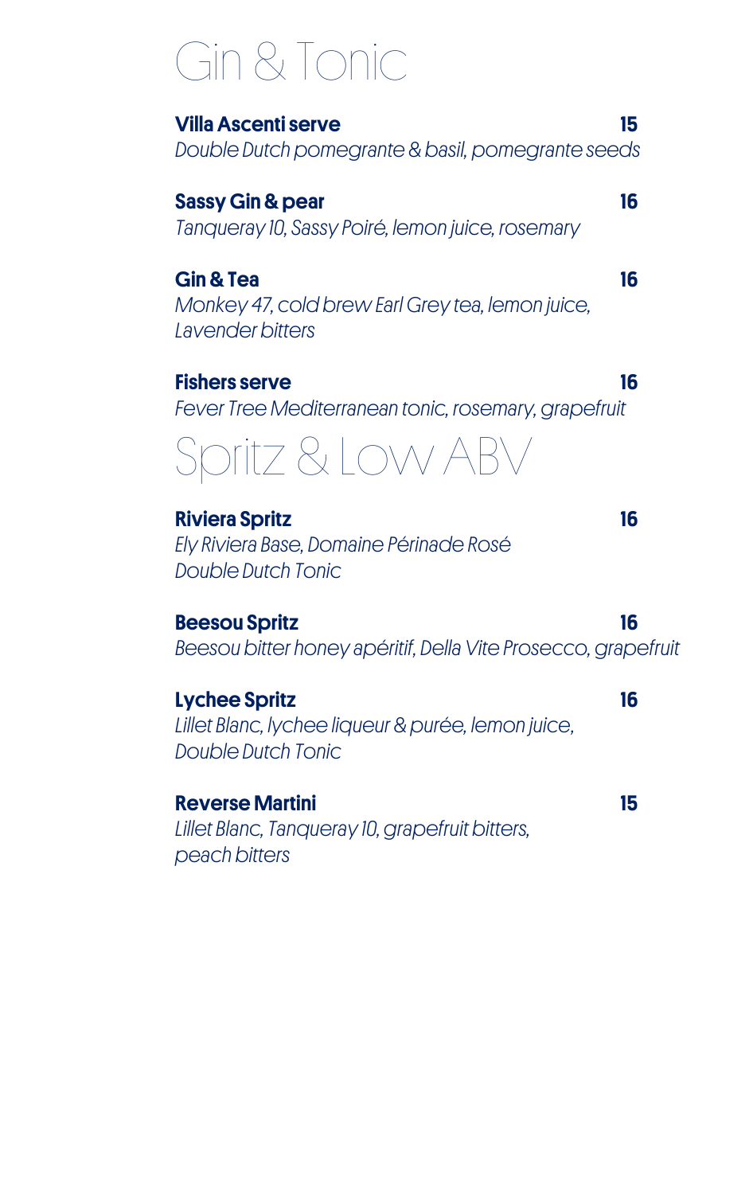# Gin & Tonic

**Villa Ascenti serve** **15**
*Double Dutch pomegrante & basil, pomegrante seeds*

**Sassy Gin & pear** **16**
*Tanqueray 10, Sassy Poiré, lemon juice, rosemary*

**Gin & Tea** **16**
*Monkey 47, cold brew Earl Grey tea, lemon juice, Lavender bitters*

**Fishers serve** **16**
*Fever Tree Mediterranean tonic, rosemary, grapefruit*

# Spritz & Low ABV

**Riviera Spritz** **16**
*Ely Riviera Base, Domaine Périnade Rosé Double Dutch Tonic*

**Beesou Spritz** **16**
*Beesou bitter honey apéritif, Della Vite Prosecco, grapefruit*

**Lychee Spritz** **16**
*Lillet Blanc, lychee liqueur & purée, lemon juice, Double Dutch Tonic*

**Reverse Martini** **15**
*Lillet Blanc, Tanqueray 10, grapefruit bitters, peach bitters*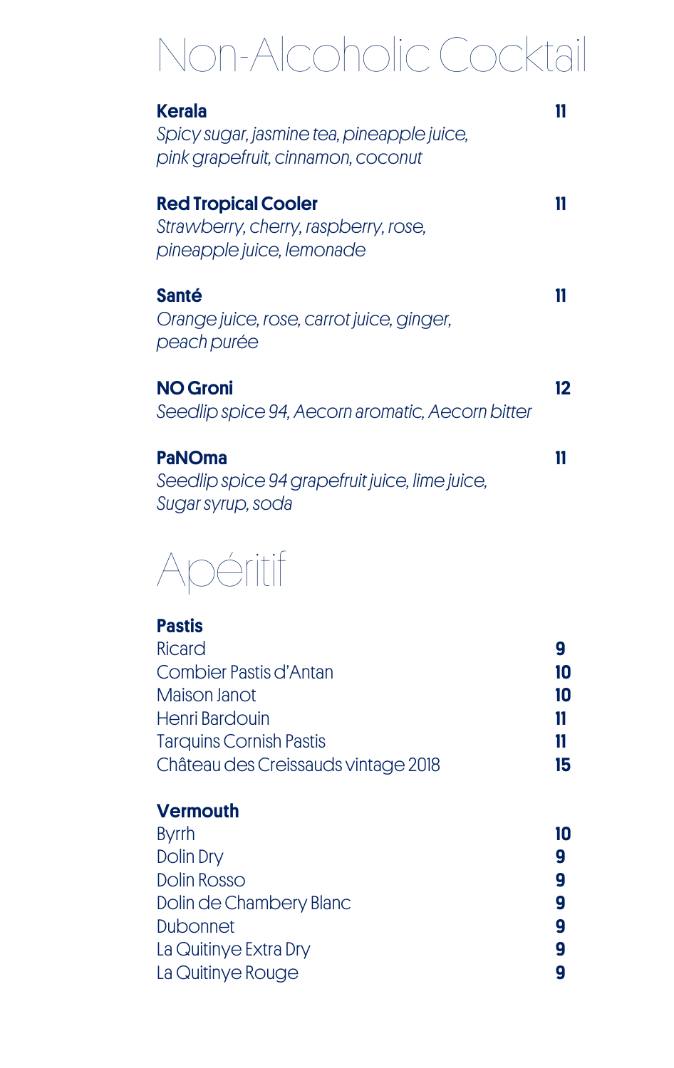# Non-Alcoholic Cocktail

**Kerala** **11**
*Spicy sugar, jasmine tea, pineapple juice, pink grapefruit, cinnamon, coconut*

**Red Tropical Cooler** **11**
*Strawberry, cherry, raspberry, rose, pineapple juice, lemonade*

**Santé** **11**
*Orange juice, rose, carrot juice, ginger, peach purée*

**NO Groni** **12**
*Seedlip spice 94, Aecorn aromatic, Aecorn bitter*

**PaNOma** **11**
*Seedlip spice 94 grapefruit juice, lime juice, Sugar syrup, soda*

# Apéritif

**Pastis**

| | |
|---|---|
| Ricard | **9** |
| Combier Pastis d'Antan | **10** |
| Maison Janot | **10** |
| Henri Bardouin | **11** |
| Tarquins Cornish Pastis | **11** |
| Château des Creissauds vintage 2018 | **15** |

**Vermouth**

| | |
|---|---|
| Byrrh | **10** |
| Dolin Dry | **9** |
| Dolin Rosso | **9** |
| Dolin de Chambery Blanc | **9** |
| Dubonnet | **9** |
| La Quitinye Extra Dry | **9** |
| La Quitinye Rouge | **9** |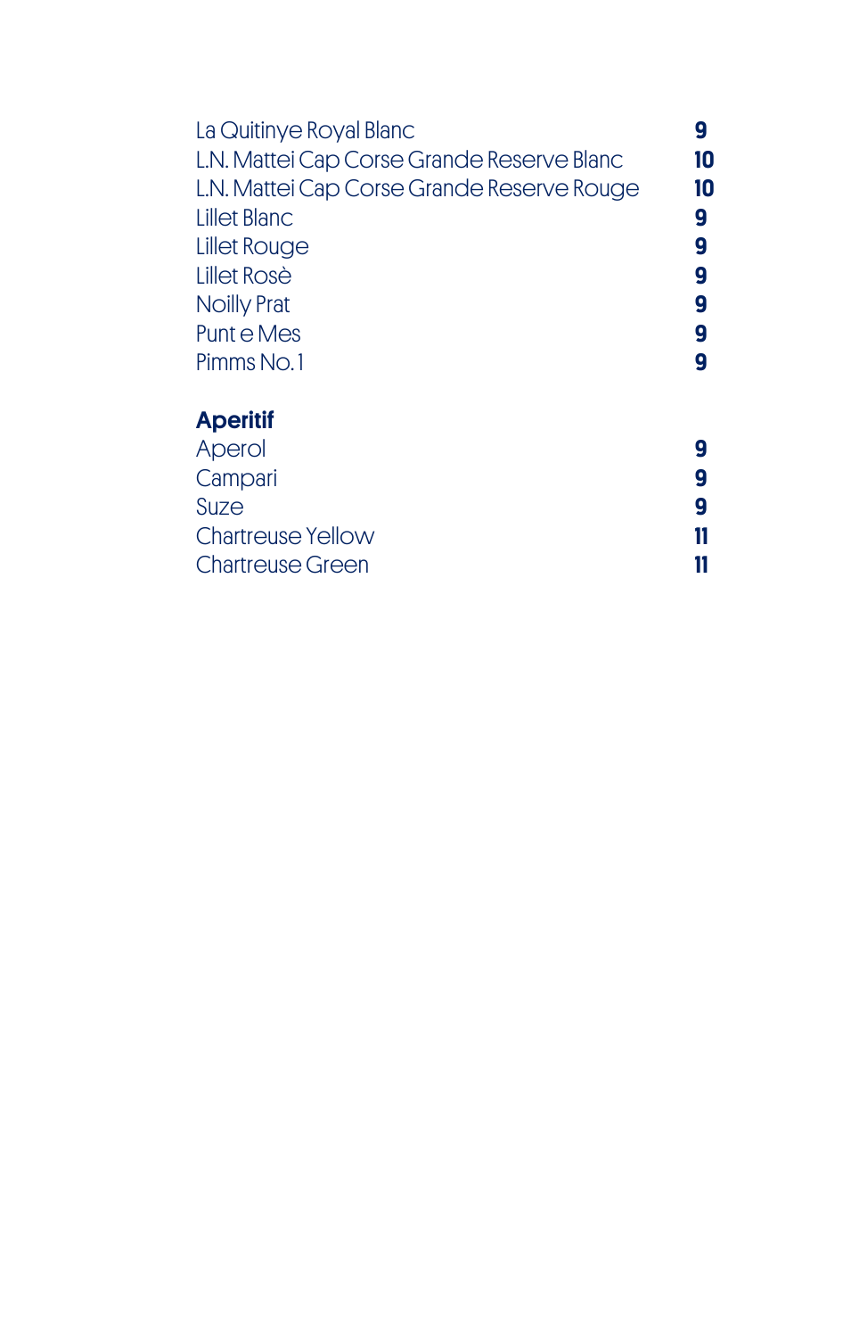| | |
|---|---|
| La Quitinye Royal Blanc | **9** |
| L.N. Mattei Cap Corse Grande Reserve Blanc | **10** |
| L.N. Mattei Cap Corse Grande Reserve Rouge | **10** |
| Lillet Blanc | **9** |
| Lillet Rouge | **9** |
| Lillet Rosè | **9** |
| Noilly Prat | **9** |
| Punt e Mes | **9** |
| Pimms No. 1 | **9** |

**Aperitif**

| | |
|---|---|
| Aperol | **9** |
| Campari | **9** |
| Suze | **9** |
| Chartreuse Yellow | **11** |
| Chartreuse Green | **11** |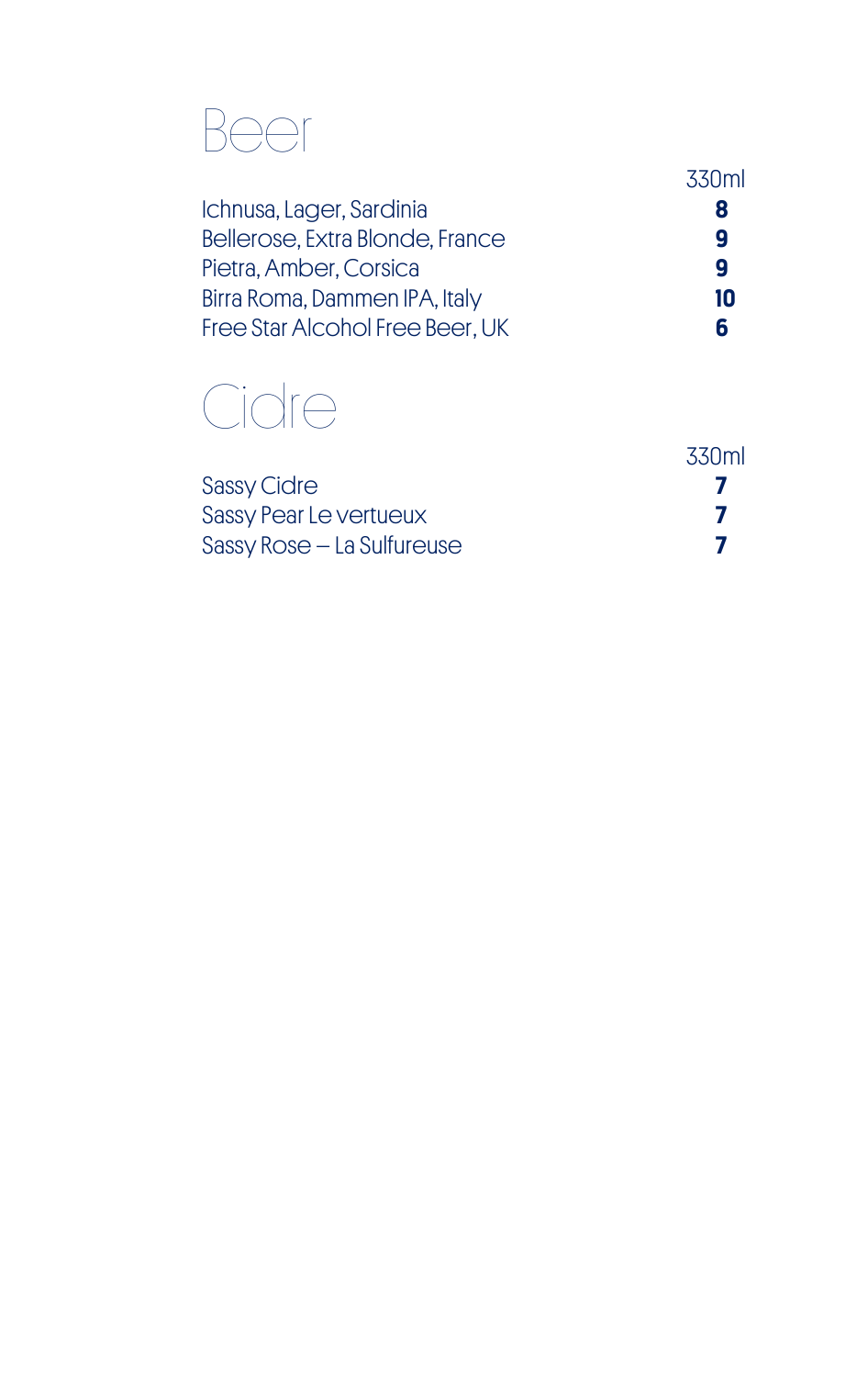# Beer

| | 330ml |
|---|---|
| Ichnusa, Lager, Sardinia | **8** |
| Bellerose, Extra Blonde, France | **9** |
| Pietra, Amber, Corsica | **9** |
| Birra Roma, Dammen IPA, Italy | **10** |
| Free Star Alcohol Free Beer, UK | **6** |

# Cidre

| | 330ml |
|---|---|
| Sassy Cidre | **7** |
| Sassy Pear Le vertueux | **7** |
| Sassy Rose – La Sulfureuse | **7** |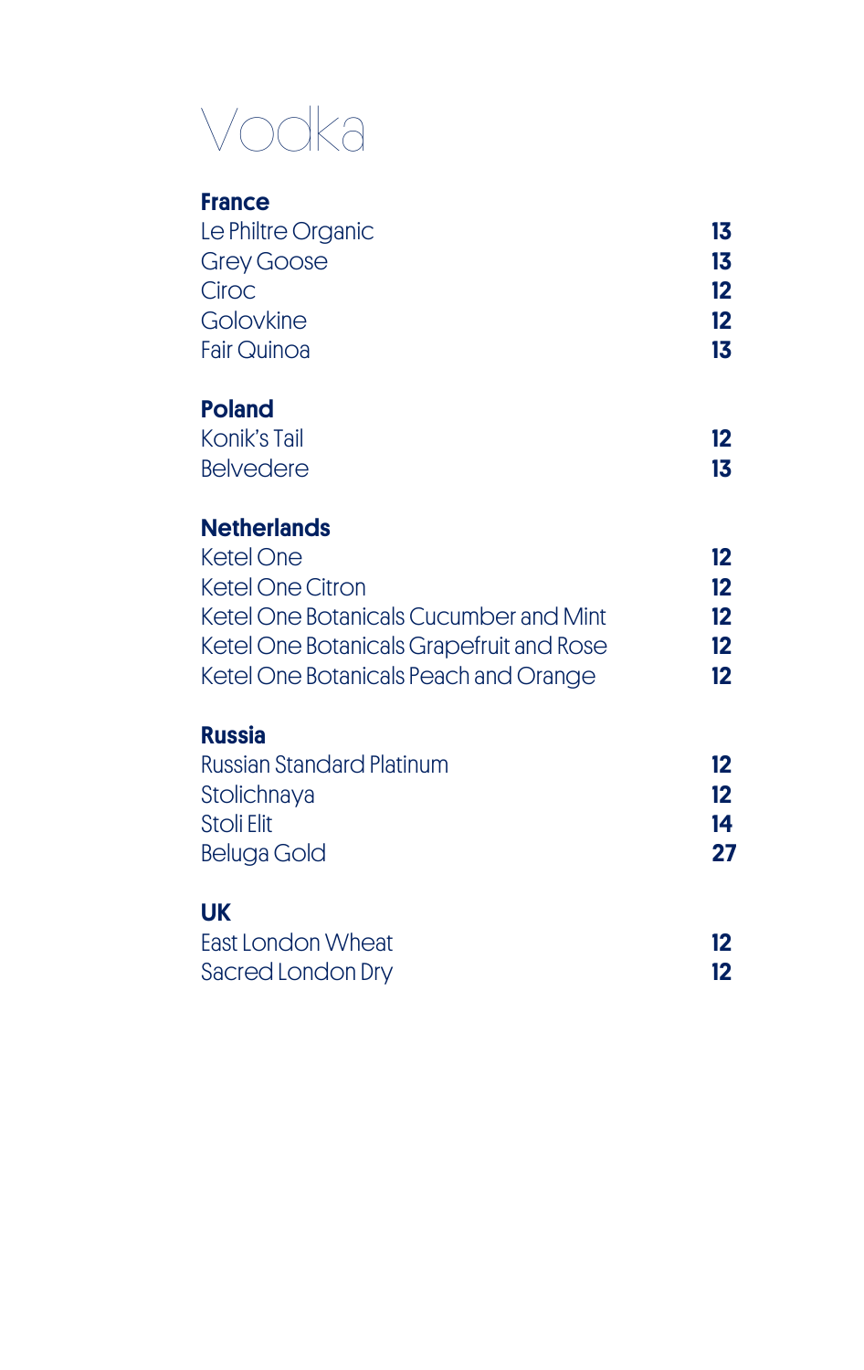# Vodka

## France

| | |
|---|---|
| Le Philtre Organic | **13** |
| Grey Goose | **13** |
| Ciroc | **12** |
| Golovkine | **12** |
| Fair Quinoa | **13** |

## Poland

| | |
|---|---|
| Konik's Tail | **12** |
| Belvedere | **13** |

## Netherlands

| | |
|---|---|
| Ketel One | **12** |
| Ketel One Citron | **12** |
| Ketel One Botanicals Cucumber and Mint | **12** |
| Ketel One Botanicals Grapefruit and Rose | **12** |
| Ketel One Botanicals Peach and Orange | **12** |

## Russia

| | |
|---|---|
| Russian Standard Platinum | **12** |
| Stolichnaya | **12** |
| Stoli Elit | **14** |
| Beluga Gold | **27** |

## UK

| | |
|---|---|
| East London Wheat | **12** |
| Sacred London Dry | **12** |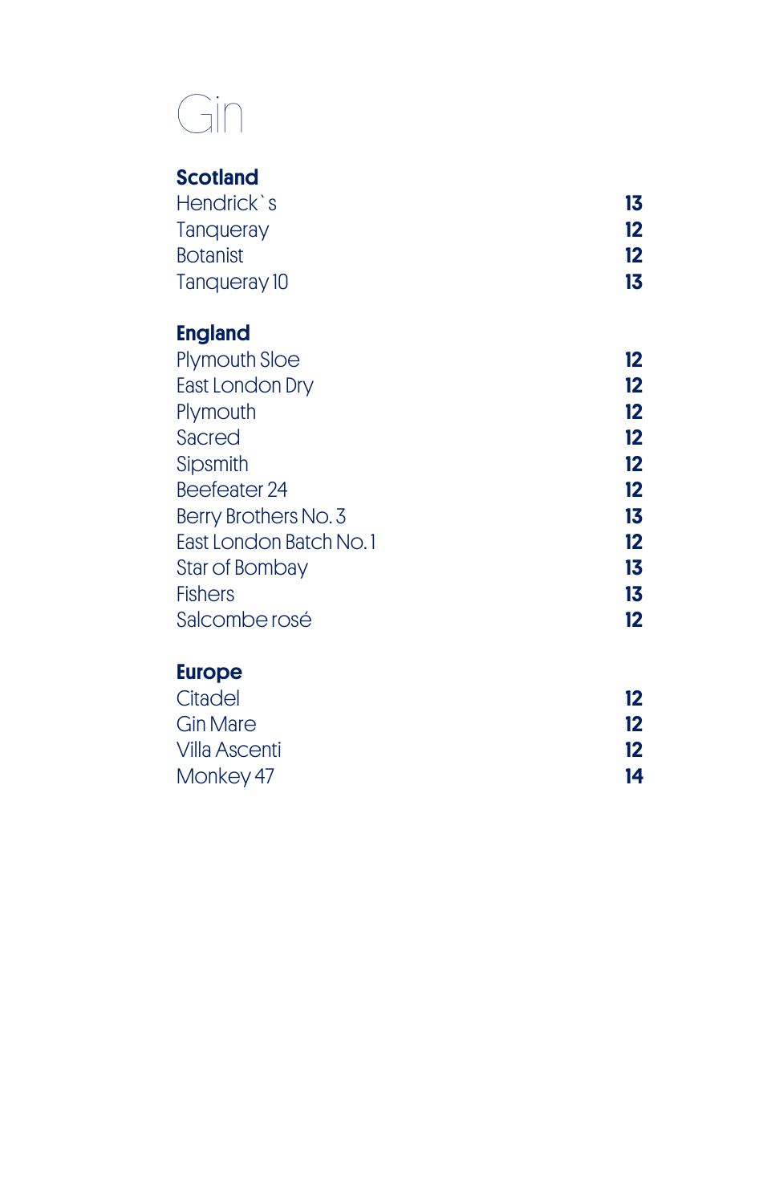# Gin

## Scotland

| | |
|---|---|
| Hendrick`s | **13** |
| Tanqueray | **12** |
| Botanist | **12** |
| Tanqueray 10 | **13** |

## England

| | |
|---|---|
| Plymouth Sloe | **12** |
| East London Dry | **12** |
| Plymouth | **12** |
| Sacred | **12** |
| Sipsmith | **12** |
| Beefeater 24 | **12** |
| Berry Brothers No. 3 | **13** |
| East London Batch No. 1 | **12** |
| Star of Bombay | **13** |
| Fishers | **13** |
| Salcombe rosé | **12** |

## Europe

| | |
|---|---|
| Citadel | **12** |
| Gin Mare | **12** |
| Villa Ascenti | **12** |
| Monkey 47 | **14** |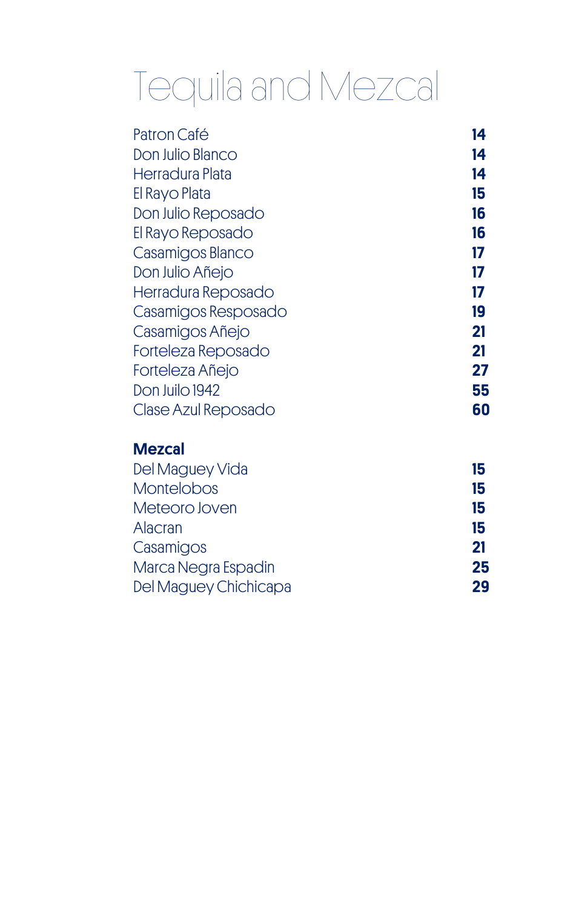# Tequila and Mezcal

| | |
|---|---|
| Patron Café | **14** |
| Don Julio Blanco | **14** |
| Herradura Plata | **14** |
| El Rayo Plata | **15** |
| Don Julio Reposado | **16** |
| El Rayo Reposado | **16** |
| Casamigos Blanco | **17** |
| Don Julio Añejo | **17** |
| Herradura Reposado | **17** |
| Casamigos Resposado | **19** |
| Casamigos Añejo | **21** |
| Forteleza Reposado | **21** |
| Forteleza Añejo | **27** |
| Don Juilo 1942 | **55** |
| Clase Azul Reposado | **60** |

## Mezcal

| | |
|---|---|
| Del Maguey Vida | **15** |
| Montelobos | **15** |
| Meteoro Joven | **15** |
| Alacran | **15** |
| Casamigos | **21** |
| Marca Negra Espadin | **25** |
| Del Maguey Chichicapa | **29** |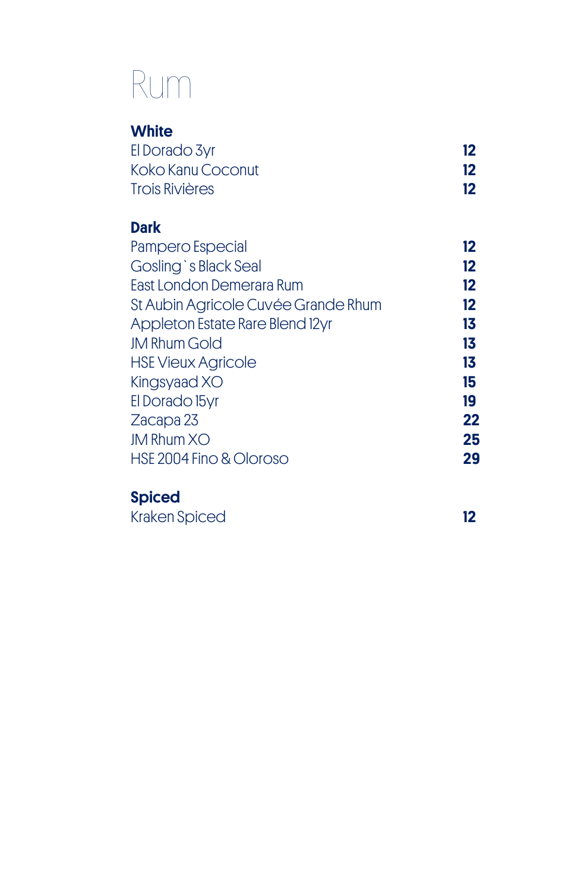# Rum

## White

| | |
|---|---|
| El Dorado 3yr | **12** |
| Koko Kanu Coconut | **12** |
| Trois Rivières | **12** |

## Dark

| | |
|---|---|
| Pampero Especial | **12** |
| Gosling`s Black Seal | **12** |
| East London Demerara Rum | **12** |
| St Aubin Agricole Cuvée Grande Rhum | **12** |
| Appleton Estate Rare Blend 12yr | **13** |
| JM Rhum Gold | **13** |
| HSE Vieux Agricole | **13** |
| Kingsyaad XO | **15** |
| El Dorado 15yr | **19** |
| Zacapa 23 | **22** |
| JM Rhum XO | **25** |
| HSE 2004 Fino & Oloroso | **29** |

## Spiced

| | |
|---|---|
| Kraken Spiced | **12** |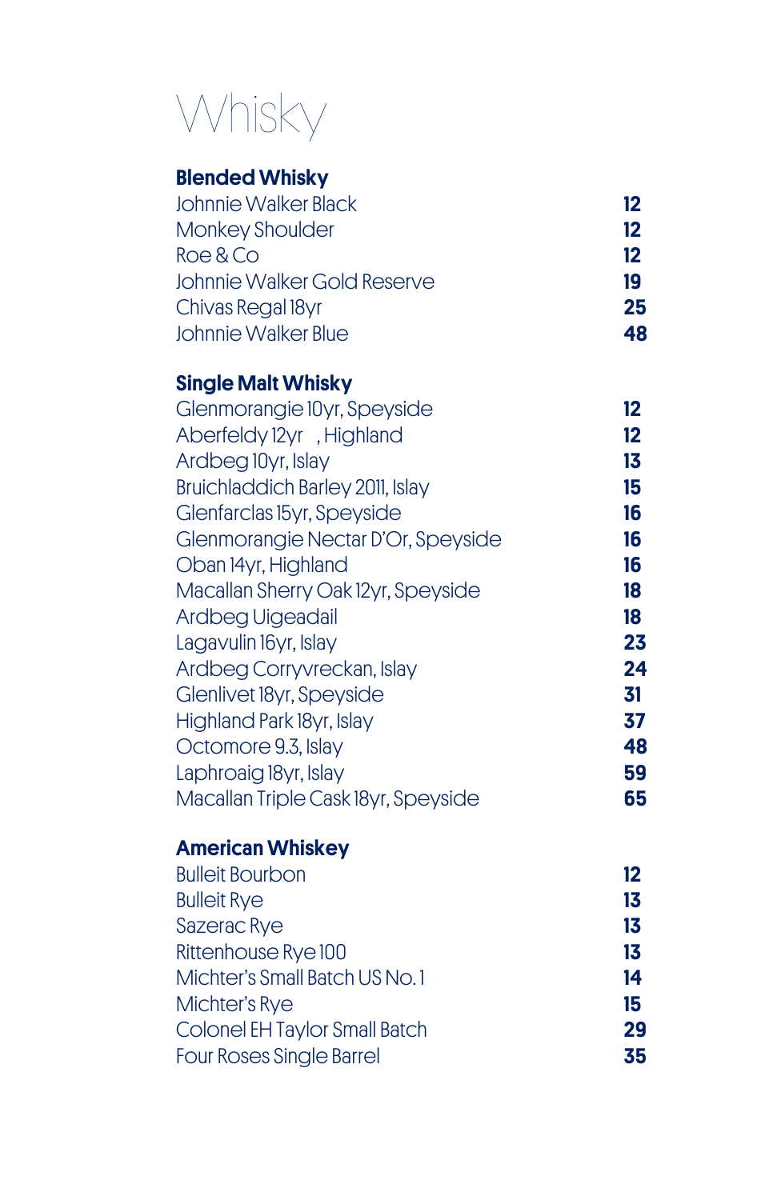# Whisky

## Blended Whisky

| | |
|---|---|
| Johnnie Walker Black | **12** |
| Monkey Shoulder | **12** |
| Roe & Co | **12** |
| Johnnie Walker Gold Reserve | **19** |
| Chivas Regal 18yr | **25** |
| Johnnie Walker Blue | **48** |

## Single Malt Whisky

| | |
|---|---|
| Glenmorangie 10yr, Speyside | **12** |
| Aberfeldy 12yr , Highland | **12** |
| Ardbeg 10yr, Islay | **13** |
| Bruichladdich Barley 2011, Islay | **15** |
| Glenfarclas 15yr, Speyside | **16** |
| Glenmorangie Nectar D'Or, Speyside | **16** |
| Oban 14yr, Highland | **16** |
| Macallan Sherry Oak 12yr, Speyside | **18** |
| Ardbeg Uigeadail | **18** |
| Lagavulin 16yr, Islay | **23** |
| Ardbeg Corryvreckan, Islay | **24** |
| Glenlivet 18yr, Speyside | **31** |
| Highland Park 18yr, Islay | **37** |
| Octomore 9.3, Islay | **48** |
| Laphroaig 18yr, Islay | **59** |
| Macallan Triple Cask 18yr, Speyside | **65** |

## American Whiskey

| | |
|---|---|
| Bulleit Bourbon | **12** |
| Bulleit Rye | **13** |
| Sazerac Rye | **13** |
| Rittenhouse Rye 100 | **13** |
| Michter's Small Batch US No. 1 | **14** |
| Michter's Rye | **15** |
| Colonel EH Taylor Small Batch | **29** |
| Four Roses Single Barrel | **35** |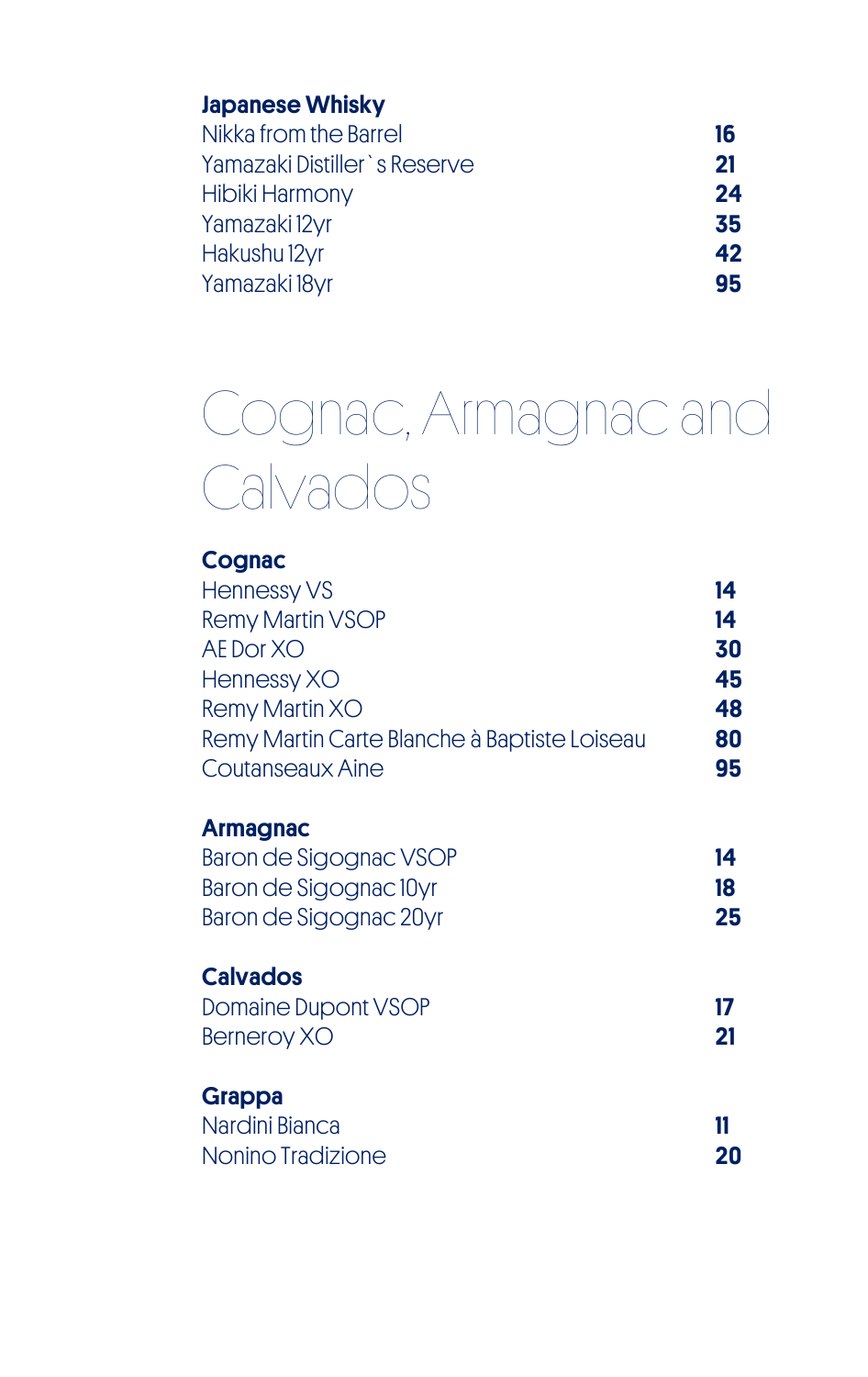### Japanese Whisky

| | |
|---|---|
| Nikka from the Barrel | **16** |
| Yamazaki Distiller`s Reserve | **21** |
| Hibiki Harmony | **24** |
| Yamazaki 12yr | **35** |
| Hakushu 12yr | **42** |
| Yamazaki 18yr | **95** |

# Cognac, Armagnac and Calvados

### Cognac

| | |
|---|---|
| Hennessy VS | **14** |
| Remy Martin VSOP | **14** |
| AE Dor XO | **30** |
| Hennessy XO | **45** |
| Remy Martin XO | **48** |
| Remy Martin Carte Blanche à Baptiste Loiseau | **80** |
| Coutanseaux Aine | **95** |

### Armagnac

| | |
|---|---|
| Baron de Sigognac VSOP | **14** |
| Baron de Sigognac 10yr | **18** |
| Baron de Sigognac 20yr | **25** |

### Calvados

| | |
|---|---|
| Domaine Dupont VSOP | **17** |
| Berneroy XO | **21** |

### Grappa

| | |
|---|---|
| Nardini Bianca | **11** |
| Nonino Tradizione | **20** |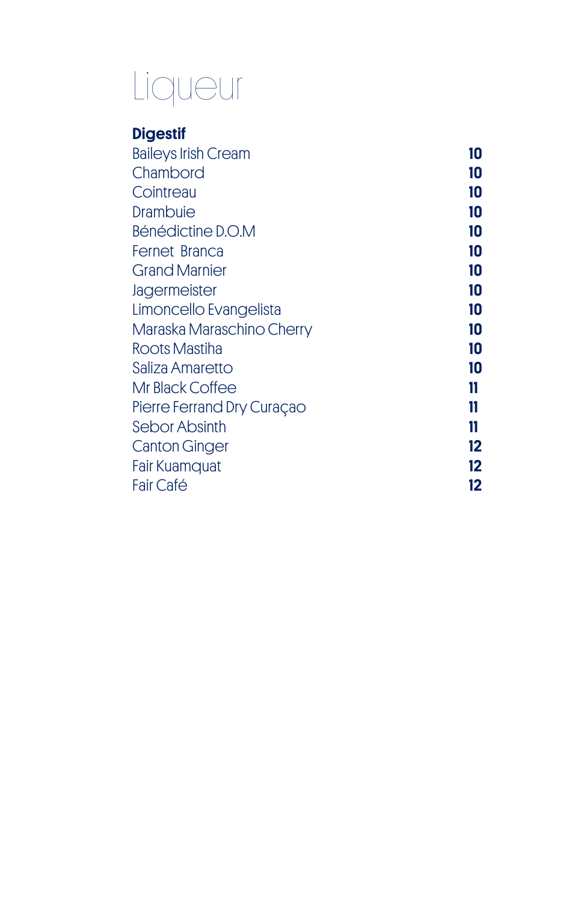# Liqueur

## Digestif

| | |
|---|---|
| Baileys Irish Cream | **10** |
| Chambord | **10** |
| Cointreau | **10** |
| Drambuie | **10** |
| Bénédictine D.O.M | **10** |
| Fernet  Branca | **10** |
| Grand Marnier | **10** |
| Jagermeister | **10** |
| Limoncello Evangelista | **10** |
| Maraska Maraschino Cherry | **10** |
| Roots Mastiha | **10** |
| Saliza Amaretto | **10** |
| Mr Black Coffee | **11** |
| Pierre Ferrand Dry Curaçao | **11** |
| Sebor Absinth | **11** |
| Canton Ginger | **12** |
| Fair Kuamquat | **12** |
| Fair Café | **12** |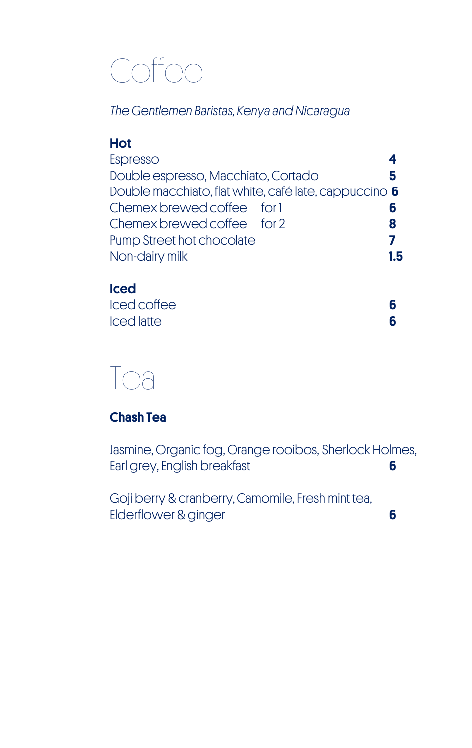# Coffee

*The Gentlemen Baristas, Kenya and Nicaragua*

### Hot

| Item | Price |
| --- | --- |
| Espresso | **4** |
| Double espresso, Macchiato, Cortado | **5** |
| Double macchiato, flat white, café late, cappuccino | **6** |
| Chemex brewed coffee for 1 | **6** |
| Chemex brewed coffee for 2 | **8** |
| Pump Street hot chocolate | **7** |
| Non-dairy milk | **1.5** |

### Iced

| Item | Price |
| --- | --- |
| Iced coffee | **6** |
| Iced latte | **6** |

# Tea

### Chash Tea

Jasmine, Organic fog, Orange rooibos, Sherlock Holmes, Earl grey, English breakfast **6**

Goji berry & cranberry, Camomile, Fresh mint tea, Elderflower & ginger **6**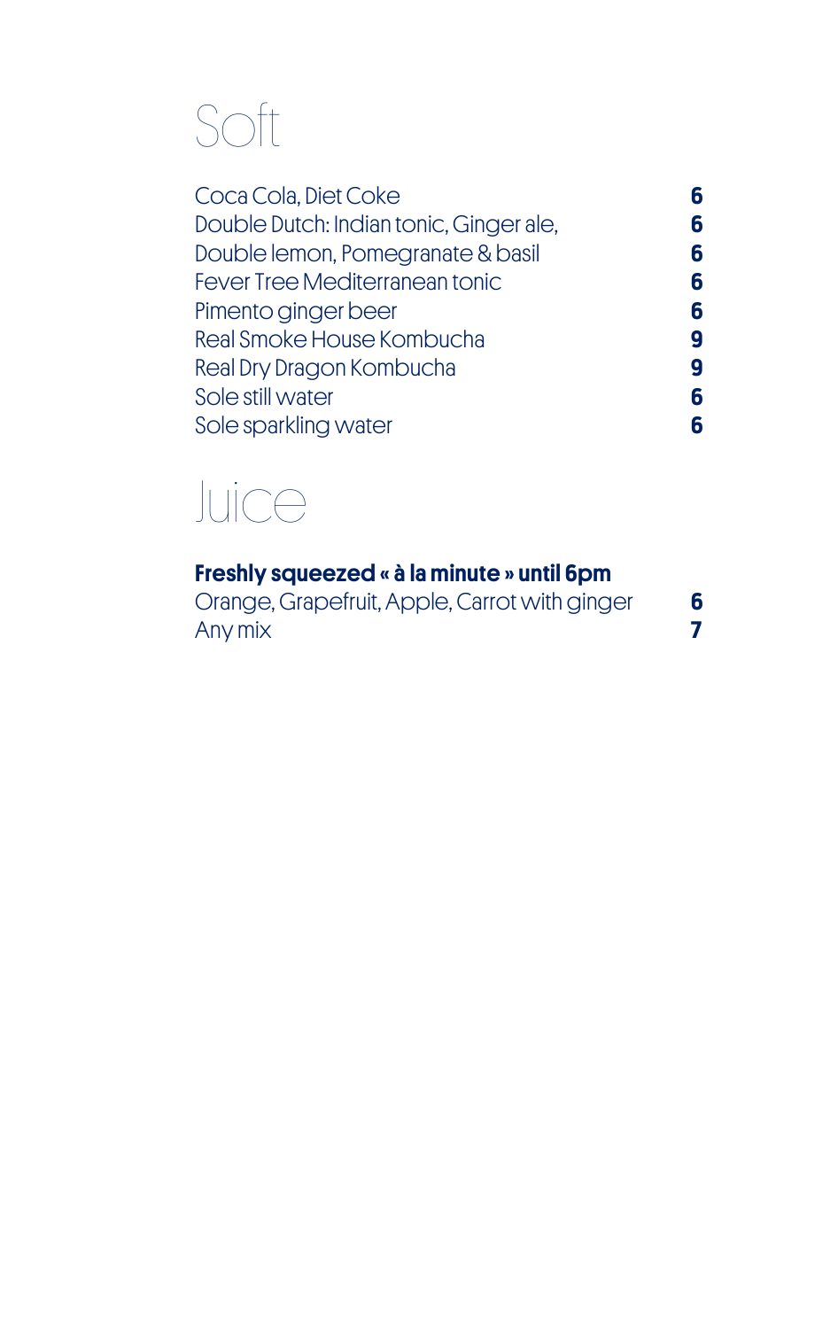# Soft

| | |
|---|---|
| Coca Cola, Diet Coke | **6** |
| Double Dutch: Indian tonic, Ginger ale, | **6** |
| Double lemon, Pomegranate & basil | **6** |
| Fever Tree Mediterranean tonic | **6** |
| Pimento ginger beer | **6** |
| Real Smoke House Kombucha | **9** |
| Real Dry Dragon Kombucha | **9** |
| Sole still water | **6** |
| Sole sparkling water | **6** |

# Juice

**Freshly squeezed « à la minute » until 6pm**

| | |
|---|---|
| Orange, Grapefruit, Apple, Carrot with ginger | **6** |
| Any mix | **7** |